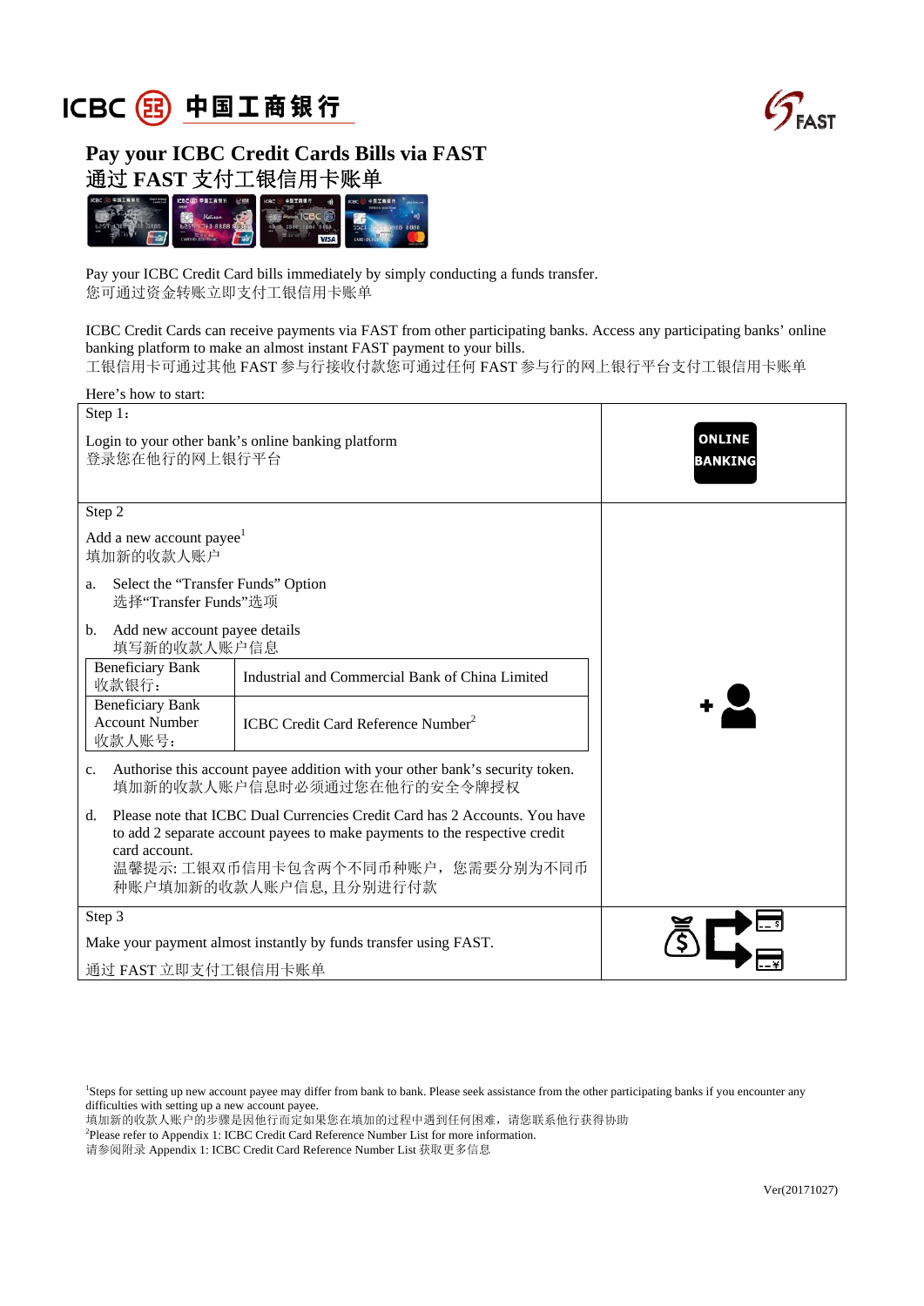# Pay your ICBC Credit Cards Bills via FAST
# 通过 FAST 支付工银信用卡账单

Pay your ICBC Credit Card bills immediately by simply conducting a funds transfer.
您可通过资金转账立即支付工银信用卡账单

ICBC Credit Cards can receive payments via FAST from other participating banks. Access any participating banks' online banking platform to make an almost instant FAST payment to your bills.
工银信用卡可通过其他 FAST 参与行接收付款您可通过任何 FAST 参与行的网上银行平台支付工银信用卡账单

Here's how to start:

**Step 1：**

Login to your other bank's online banking platform
登录您在他行的网上银行平台

**Step 2**

Add a new account payee[1]
填加新的收款人账户

a. Select the "Transfer Funds" Option
选择"Transfer Funds"选项

b. Add new account payee details
填写新的收款人账户信息

| Beneficiary Bank 收款银行： | Industrial and Commercial Bank of China Limited |
|---|---|
| Beneficiary Bank Account Number 收款人账号： | ICBC Credit Card Reference Number[2] |

c. Authorise this account payee addition with your other bank's security token.
填加新的收款人账户信息时必须通过您在他行的安全令牌授权

d. Please note that ICBC Dual Currencies Credit Card has 2 Accounts. You have to add 2 separate account payees to make payments to the respective credit card account.
温馨提示: 工银双币信用卡包含两个不同币种账户，您需要分别为不同币种账户填加新的收款人账户信息, 且分别进行付款

**Step 3**

Make your payment almost instantly by funds transfer using FAST.

通过 FAST 立即支付工银信用卡账单

---

[1]Steps for setting up new account payee may differ from bank to bank. Please seek assistance from the other participating banks if you encounter any difficulties with setting up a new account payee.
填加新的收款人账户的步骤是因他行而定如果您在填加的过程中遇到任何困难，请您联系他行获得协助

[2]Please refer to Appendix 1: ICBC Credit Card Reference Number List for more information.
请参阅附录 Appendix 1: ICBC Credit Card Reference Number List 获取更多信息

Ver(20171027)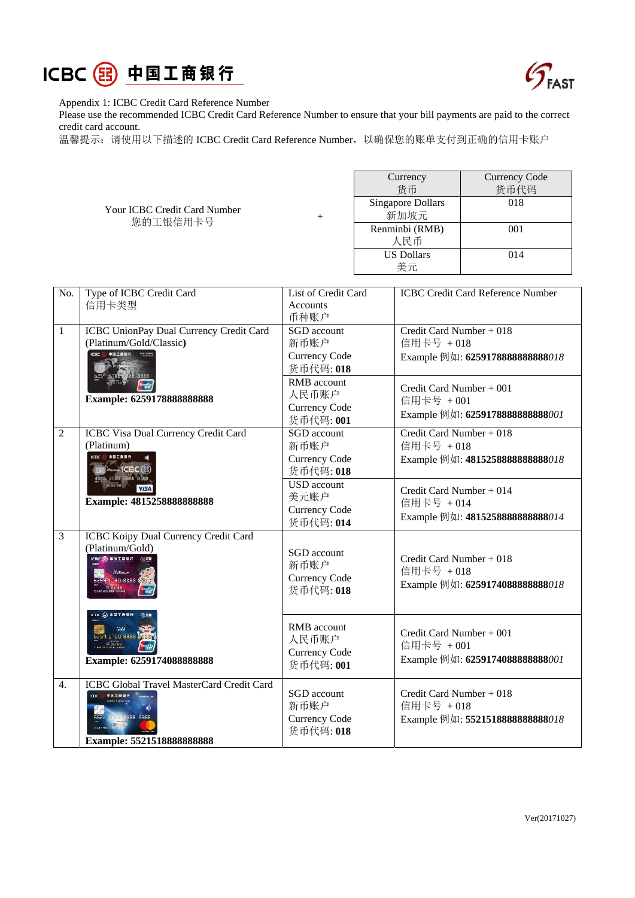Appendix 1: ICBC Credit Card Reference Number

Please use the recommended ICBC Credit Card Reference Number to ensure that your bill payments are paid to the correct credit card account.

温馨提示：请使用以下描述的 ICBC Credit Card Reference Number，以确保您的账单支付到正确的信用卡账户

Your ICBC Credit Card Number
您的工银信用卡号

+

| Currency 货币 | Currency Code 货币代码 |
|---|---|
| Singapore Dollars 新加坡元 | 018 |
| Renminbi (RMB) 人民币 | 001 |
| US Dollars 美元 | 014 |

| No. | Type of ICBC Credit Card 信用卡类型 | List of Credit Card Accounts 币种账户 | ICBC Credit Card Reference Number |
|---|---|---|---|
| 1 | ICBC UnionPay Dual Currency Credit Card (Platinum/Gold/Classic) **Example: 6259178888888888** | SGD account 新币账户 Currency Code 货币代码: **018** | Credit Card Number + 018 信用卡号 + 018 Example 例如: **6259178888888888***018* |
| | | RMB account 人民币账户 Currency Code 货币代码: **001** | Credit Card Number + 001 信用卡号 + 001 Example 例如: **6259178888888888***001* |
| 2 | ICBC Visa Dual Currency Credit Card (Platinum) **Example: 4815258888888888** | SGD account 新币账户 Currency Code 货币代码: **018** | Credit Card Number + 018 信用卡号 + 018 Example 例如: **4815258888888888***018* |
| | | USD account 美元账户 Currency Code 货币代码: **014** | Credit Card Number + 014 信用卡号 + 014 Example 例如: **4815258888888888***014* |
| 3 | ICBC Koipy Dual Currency Credit Card (Platinum/Gold) **Example: 6259174088888888** | SGD account 新币账户 Currency Code 货币代码: **018** | Credit Card Number + 018 信用卡号 + 018 Example 例如: **6259174088888888***018* |
| | | RMB account 人民币账户 Currency Code 货币代码: **001** | Credit Card Number + 001 信用卡号 + 001 Example 例如: **6259174088888888***001* |
| 4. | ICBC Global Travel MasterCard Credit Card **Example: 5521518888888888** | SGD account 新币账户 Currency Code 货币代码: **018** | Credit Card Number + 018 信用卡号 + 018 Example 例如: **5521518888888888***018* |

Ver(20171027)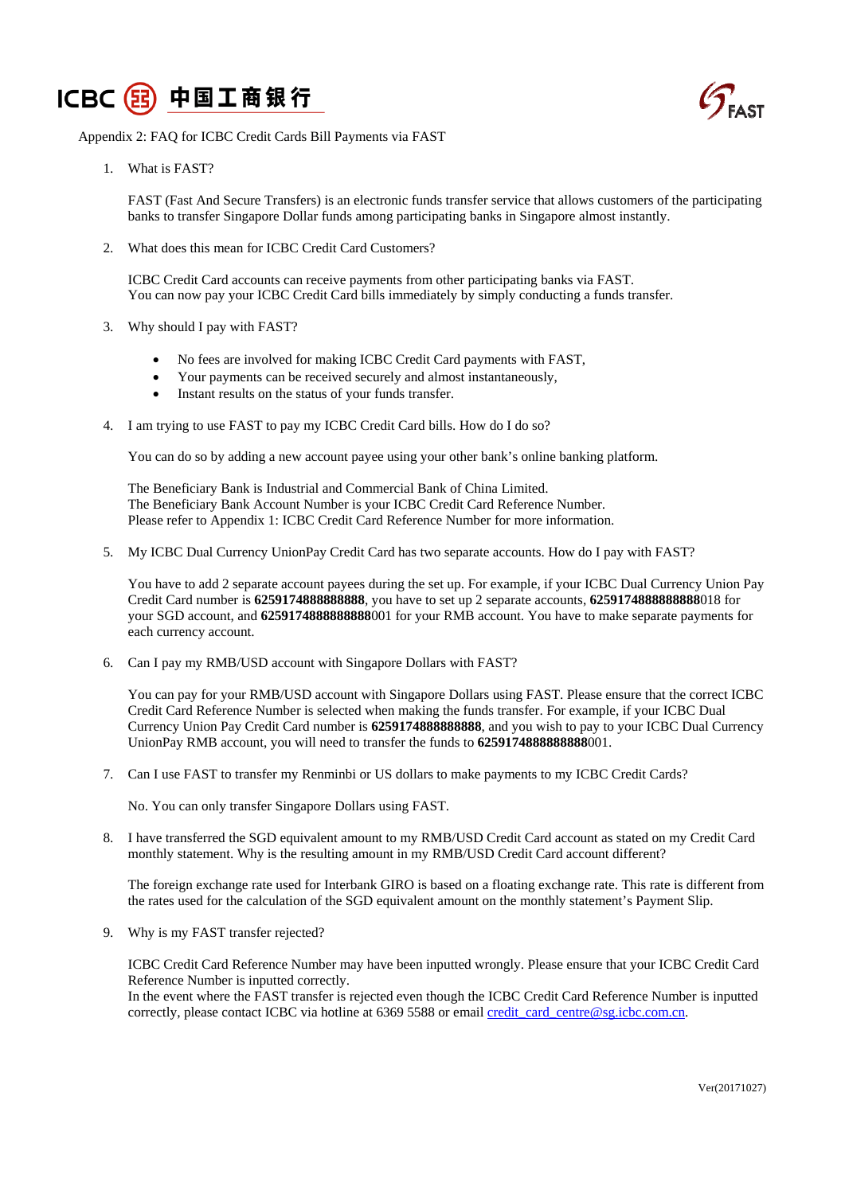ICBC 中国工商银行

FAST

Appendix 2: FAQ for ICBC Credit Cards Bill Payments via FAST

1. What is FAST?

   FAST (Fast And Secure Transfers) is an electronic funds transfer service that allows customers of the participating banks to transfer Singapore Dollar funds among participating banks in Singapore almost instantly.

2. What does this mean for ICBC Credit Card Customers?

   ICBC Credit Card accounts can receive payments from other participating banks via FAST.
   You can now pay your ICBC Credit Card bills immediately by simply conducting a funds transfer.

3. Why should I pay with FAST?

   - No fees are involved for making ICBC Credit Card payments with FAST,
   - Your payments can be received securely and almost instantaneously,
   - Instant results on the status of your funds transfer.

4. I am trying to use FAST to pay my ICBC Credit Card bills. How do I do so?

   You can do so by adding a new account payee using your other bank's online banking platform.

   The Beneficiary Bank is Industrial and Commercial Bank of China Limited.
   The Beneficiary Bank Account Number is your ICBC Credit Card Reference Number.
   Please refer to Appendix 1: ICBC Credit Card Reference Number for more information.

5. My ICBC Dual Currency UnionPay Credit Card has two separate accounts. How do I pay with FAST?

   You have to add 2 separate account payees during the set up. For example, if your ICBC Dual Currency Union Pay Credit Card number is **6259174888888888**, you have to set up 2 separate accounts, **6259174888888888**018 for your SGD account, and **6259174888888888**001 for your RMB account. You have to make separate payments for each currency account.

6. Can I pay my RMB/USD account with Singapore Dollars with FAST?

   You can pay for your RMB/USD account with Singapore Dollars using FAST. Please ensure that the correct ICBC Credit Card Reference Number is selected when making the funds transfer. For example, if your ICBC Dual Currency Union Pay Credit Card number is **6259174888888888**, and you wish to pay to your ICBC Dual Currency UnionPay RMB account, you will need to transfer the funds to **6259174888888888**001.

7. Can I use FAST to transfer my Renminbi or US dollars to make payments to my ICBC Credit Cards?

   No. You can only transfer Singapore Dollars using FAST.

8. I have transferred the SGD equivalent amount to my RMB/USD Credit Card account as stated on my Credit Card monthly statement. Why is the resulting amount in my RMB/USD Credit Card account different?

   The foreign exchange rate used for Interbank GIRO is based on a floating exchange rate. This rate is different from the rates used for the calculation of the SGD equivalent amount on the monthly statement's Payment Slip.

9. Why is my FAST transfer rejected?

   ICBC Credit Card Reference Number may have been inputted wrongly. Please ensure that your ICBC Credit Card Reference Number is inputted correctly.
   In the event where the FAST transfer is rejected even though the ICBC Credit Card Reference Number is inputted correctly, please contact ICBC via hotline at 6369 5588 or email credit_card_centre@sg.icbc.com.cn.

Ver(20171027)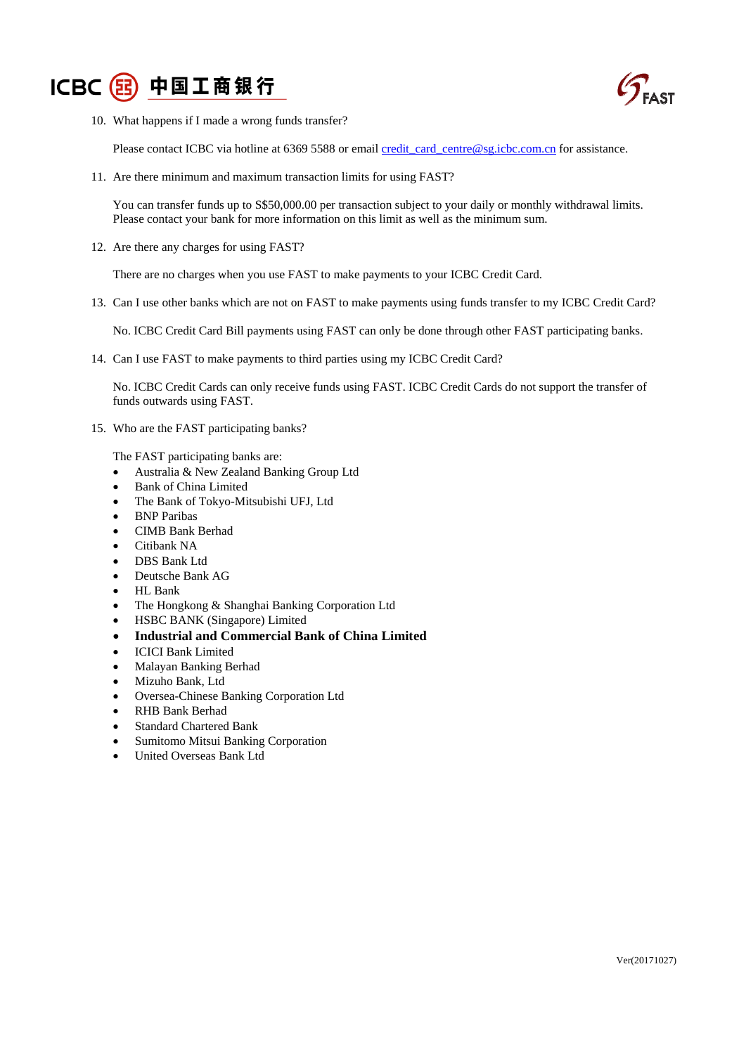10. What happens if I made a wrong funds transfer?

    Please contact ICBC via hotline at 6369 5588 or email credit_card_centre@sg.icbc.com.cn for assistance.

11. Are there minimum and maximum transaction limits for using FAST?

    You can transfer funds up to S$50,000.00 per transaction subject to your daily or monthly withdrawal limits. Please contact your bank for more information on this limit as well as the minimum sum.

12. Are there any charges for using FAST?

    There are no charges when you use FAST to make payments to your ICBC Credit Card.

13. Can I use other banks which are not on FAST to make payments using funds transfer to my ICBC Credit Card?

    No. ICBC Credit Card Bill payments using FAST can only be done through other FAST participating banks.

14. Can I use FAST to make payments to third parties using my ICBC Credit Card?

    No. ICBC Credit Cards can only receive funds using FAST. ICBC Credit Cards do not support the transfer of funds outwards using FAST.

15. Who are the FAST participating banks?

    The FAST participating banks are:
    - Australia & New Zealand Banking Group Ltd
    - Bank of China Limited
    - The Bank of Tokyo-Mitsubishi UFJ, Ltd
    - BNP Paribas
    - CIMB Bank Berhad
    - Citibank NA
    - DBS Bank Ltd
    - Deutsche Bank AG
    - HL Bank
    - The Hongkong & Shanghai Banking Corporation Ltd
    - HSBC BANK (Singapore) Limited
    - **Industrial and Commercial Bank of China Limited**
    - ICICI Bank Limited
    - Malayan Banking Berhad
    - Mizuho Bank, Ltd
    - Oversea-Chinese Banking Corporation Ltd
    - RHB Bank Berhad
    - Standard Chartered Bank
    - Sumitomo Mitsui Banking Corporation
    - United Overseas Bank Ltd

Ver(20171027)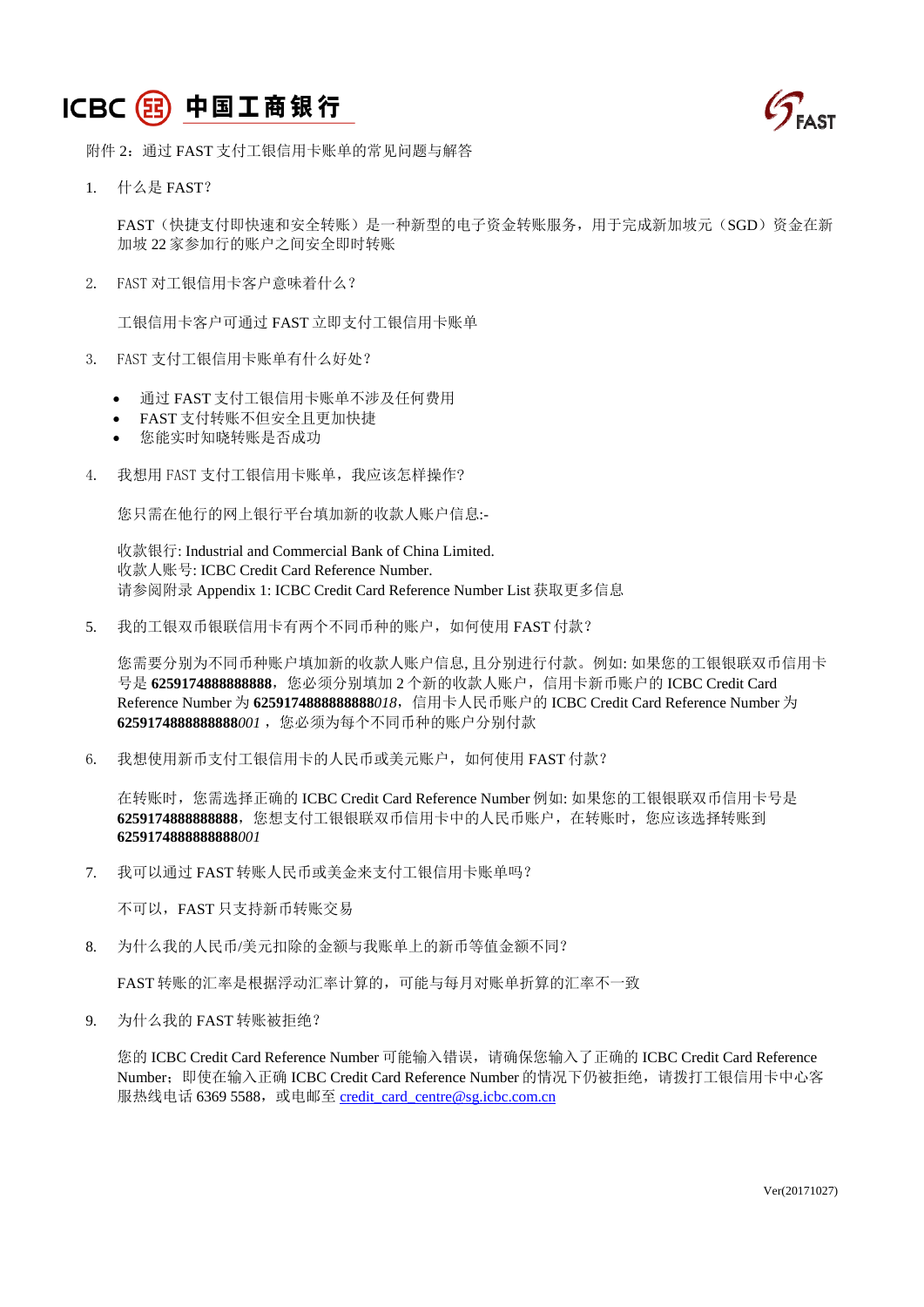附件 2：通过 FAST 支付工银信用卡账单的常见问题与解答

1. 什么是 FAST？

   FAST（快捷支付即快速和安全转账）是一种新型的电子资金转账服务，用于完成新加坡元（SGD）资金在新加坡 22 家参加行的账户之间安全即时转账

2. FAST 对工银信用卡客户意味着什么？

   工银信用卡客户可通过 FAST 立即支付工银信用卡账单

3. FAST 支付工银信用卡账单有什么好处？

   - 通过 FAST 支付工银信用卡账单不涉及任何费用
   - FAST 支付转账不但安全且更加快捷
   - 您能实时知晓转账是否成功

4. 我想用 FAST 支付工银信用卡账单，我应该怎样操作?

   您只需在他行的网上银行平台填加新的收款人账户信息:-

   收款银行: Industrial and Commercial Bank of China Limited.
   收款人账号: ICBC Credit Card Reference Number.
   请参阅附录 Appendix 1: ICBC Credit Card Reference Number List 获取更多信息

5. 我的工银双币银联信用卡有两个不同币种的账户，如何使用 FAST 付款？

   您需要分别为不同币种账户填加新的收款人账户信息, 且分别进行付款。例如: 如果您的工银银联双币信用卡号是 **6259174888888888**，您必须分别填加 2 个新的收款人账户，信用卡新币账户的 ICBC Credit Card Reference Number 为 **6259174888888888***018*，信用卡人民币账户的 ICBC Credit Card Reference Number 为 **6259174888888888***001*，您必须为每个不同币种的账户分别付款

6. 我想使用新币支付工银信用卡的人民币或美元账户，如何使用 FAST 付款？

   在转账时，您需选择正确的 ICBC Credit Card Reference Number 例如: 如果您的工银银联双币信用卡号是 **6259174888888888**，您想支付工银银联双币信用卡中的人民币账户，在转账时，您应该选择转账到 **6259174888888888***001*

7. 我可以通过 FAST 转账人民币或美金来支付工银信用卡账单吗？

   不可以，FAST 只支持新币转账交易

8. 为什么我的人民币/美元扣除的金额与我账单上的新币等值金额不同？

   FAST 转账的汇率是根据浮动汇率计算的，可能与每月对账单折算的汇率不一致

9. 为什么我的 FAST 转账被拒绝？

   您的 ICBC Credit Card Reference Number 可能输入错误，请确保您输入了正确的 ICBC Credit Card Reference Number；即使在输入正确 ICBC Credit Card Reference Number 的情况下仍被拒绝，请拨打工银信用卡中心客服热线电话 6369 5588，或电邮至 credit_card_centre@sg.icbc.com.cn

Ver(20171027)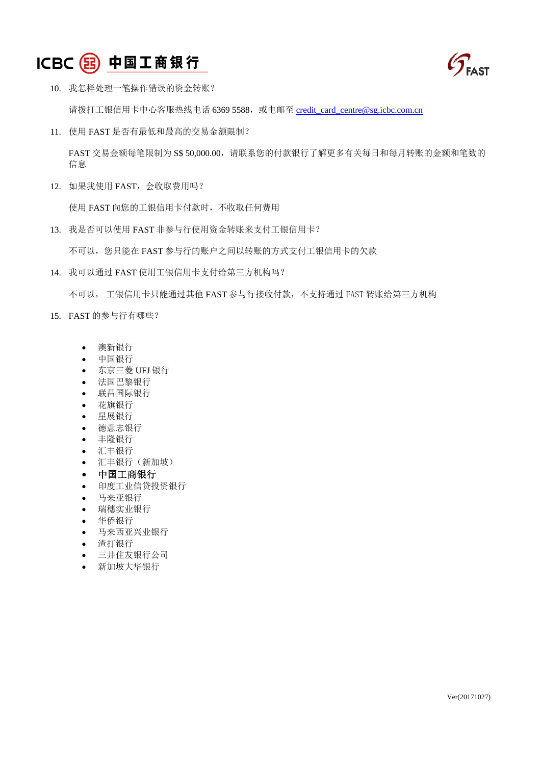10. 我怎样处理一笔操作错误的资金转账？

    请拨打工银信用卡中心客服热线电话 6369 5588，或电邮至 credit_card_centre@sg.icbc.com.cn

11. 使用 FAST 是否有最低和最高的交易金额限制？

    FAST 交易金额每笔限制为 S$ 50,000.00，请联系您的付款银行了解更多有关每日和每月转账的金额和笔数的信息

12. 如果我使用 FAST，会收取费用吗？

    使用 FAST 向您的工银信用卡付款时，不收取任何费用

13. 我是否可以使用 FAST 非参与行使用资金转账来支付工银信用卡？

    不可以，您只能在 FAST 参与行的账户之间以转账的方式支付工银信用卡的欠款

14. 我可以通过 FAST 使用工银信用卡支付给第三方机构吗？

    不可以， 工银信用卡只能通过其他 FAST 参与行接收付款，不支持通过 FAST 转账给第三方机构

15. FAST 的参与行有哪些？

- 澳新银行
- 中国银行
- 东京三菱 UFJ 银行
- 法国巴黎银行
- 联昌国际银行
- 花旗银行
- 星展银行
- 德意志银行
- 丰隆银行
- 汇丰银行
- 汇丰银行（新加坡）
- **中国工商银行**
- 印度工业信贷投资银行
- 马来亚银行
- 瑞穗实业银行
- 华侨银行
- 马来西亚兴业银行
- 渣打银行
- 三井住友银行公司
- 新加坡大华银行

Ver(20171027)